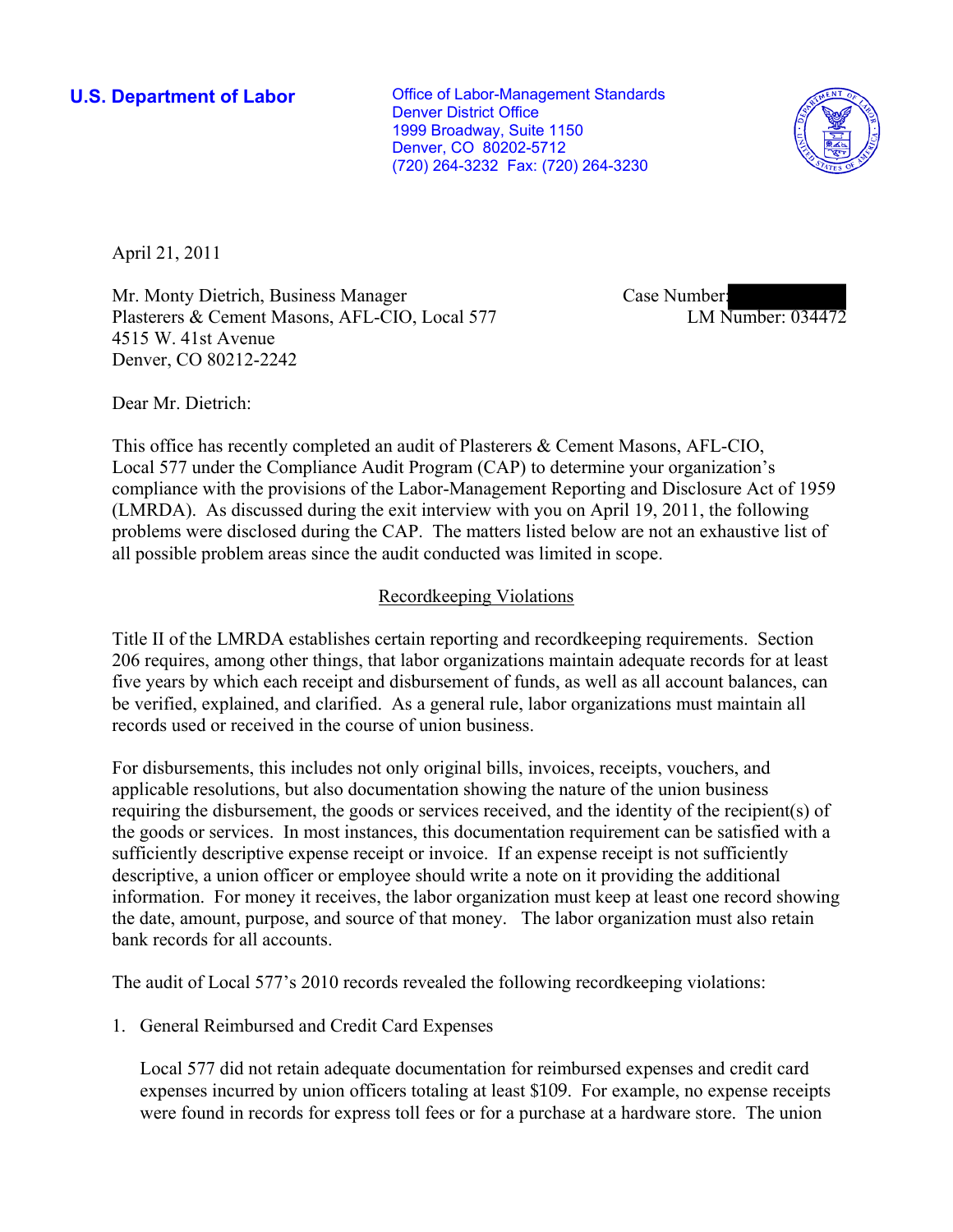**U.S. Department of Labor**

Office of Labor-Management Standards
Denver District Office
1999 Broadway, Suite 1150
Denver, CO 80202-5712
(720) 264-3232 Fax: (720) 264-3230

April 21, 2011

Mr. Monty Dietrich, Business Manager
Plasterers & Cement Masons, AFL-CIO, Local 577
4515 W. 41st Avenue
Denver, CO 80212-2242

Case Number:
LM Number: 034472

Dear Mr. Dietrich:

This office has recently completed an audit of Plasterers & Cement Masons, AFL-CIO, Local 577 under the Compliance Audit Program (CAP) to determine your organization's compliance with the provisions of the Labor-Management Reporting and Disclosure Act of 1959 (LMRDA). As discussed during the exit interview with you on April 19, 2011, the following problems were disclosed during the CAP. The matters listed below are not an exhaustive list of all possible problem areas since the audit conducted was limited in scope.

## Recordkeeping Violations

Title II of the LMRDA establishes certain reporting and recordkeeping requirements. Section 206 requires, among other things, that labor organizations maintain adequate records for at least five years by which each receipt and disbursement of funds, as well as all account balances, can be verified, explained, and clarified. As a general rule, labor organizations must maintain all records used or received in the course of union business.

For disbursements, this includes not only original bills, invoices, receipts, vouchers, and applicable resolutions, but also documentation showing the nature of the union business requiring the disbursement, the goods or services received, and the identity of the recipient(s) of the goods or services. In most instances, this documentation requirement can be satisfied with a sufficiently descriptive expense receipt or invoice. If an expense receipt is not sufficiently descriptive, a union officer or employee should write a note on it providing the additional information. For money it receives, the labor organization must keep at least one record showing the date, amount, purpose, and source of that money. The labor organization must also retain bank records for all accounts.

The audit of Local 577's 2010 records revealed the following recordkeeping violations:

1. General Reimbursed and Credit Card Expenses

   Local 577 did not retain adequate documentation for reimbursed expenses and credit card expenses incurred by union officers totaling at least $109. For example, no expense receipts were found in records for express toll fees or for a purchase at a hardware store. The union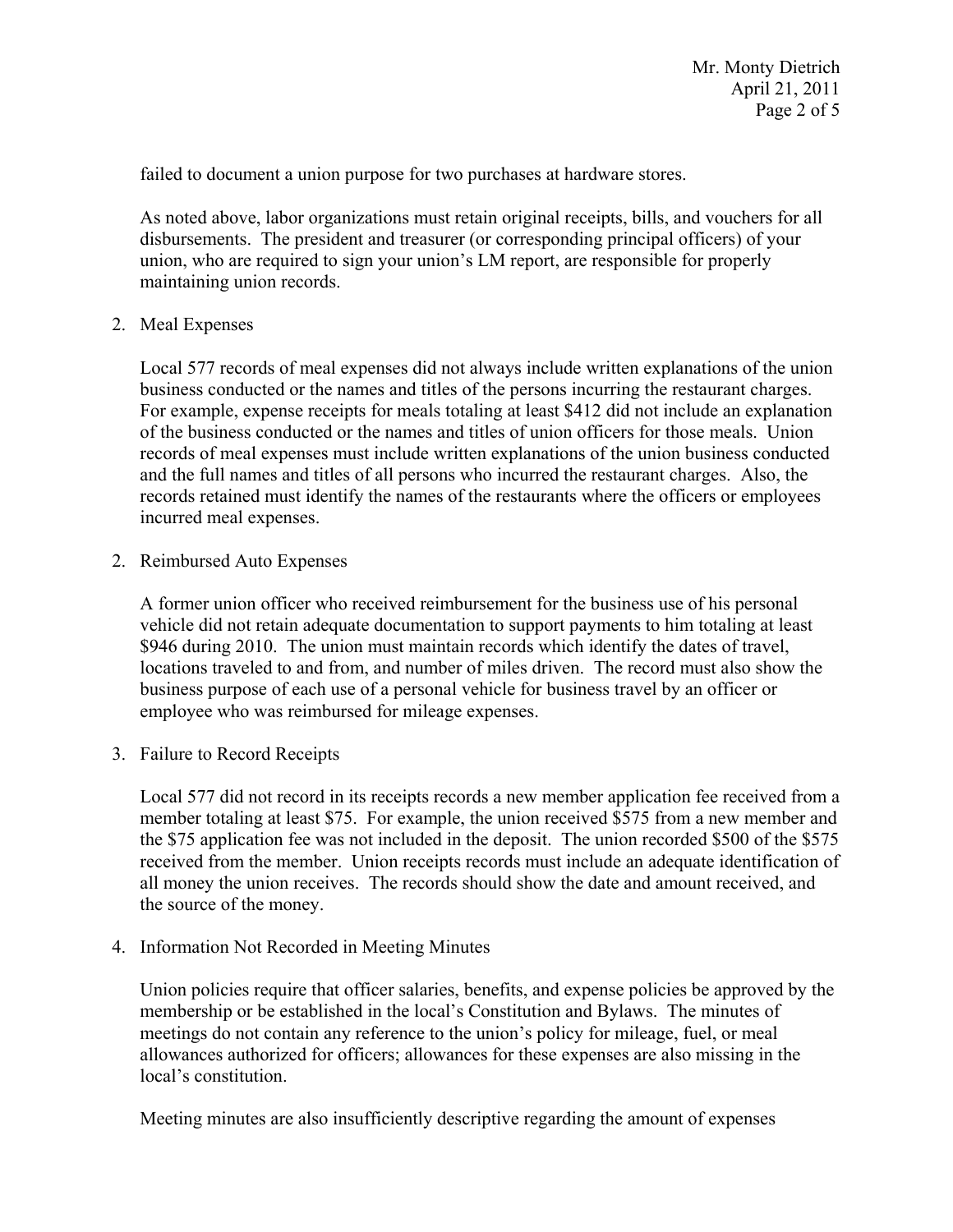failed to document a union purpose for two purchases at hardware stores.

As noted above, labor organizations must retain original receipts, bills, and vouchers for all disbursements. The president and treasurer (or corresponding principal officers) of your union, who are required to sign your union's LM report, are responsible for properly maintaining union records.

2. Meal Expenses

   Local 577 records of meal expenses did not always include written explanations of the union business conducted or the names and titles of the persons incurring the restaurant charges. For example, expense receipts for meals totaling at least $412 did not include an explanation of the business conducted or the names and titles of union officers for those meals. Union records of meal expenses must include written explanations of the union business conducted and the full names and titles of all persons who incurred the restaurant charges. Also, the records retained must identify the names of the restaurants where the officers or employees incurred meal expenses.

2. Reimbursed Auto Expenses

   A former union officer who received reimbursement for the business use of his personal vehicle did not retain adequate documentation to support payments to him totaling at least $946 during 2010. The union must maintain records which identify the dates of travel, locations traveled to and from, and number of miles driven. The record must also show the business purpose of each use of a personal vehicle for business travel by an officer or employee who was reimbursed for mileage expenses.

3. Failure to Record Receipts

   Local 577 did not record in its receipts records a new member application fee received from a member totaling at least $75. For example, the union received $575 from a new member and the $75 application fee was not included in the deposit. The union recorded $500 of the $575 received from the member. Union receipts records must include an adequate identification of all money the union receives. The records should show the date and amount received, and the source of the money.

4. Information Not Recorded in Meeting Minutes

   Union policies require that officer salaries, benefits, and expense policies be approved by the membership or be established in the local's Constitution and Bylaws. The minutes of meetings do not contain any reference to the union's policy for mileage, fuel, or meal allowances authorized for officers; allowances for these expenses are also missing in the local's constitution.

   Meeting minutes are also insufficiently descriptive regarding the amount of expenses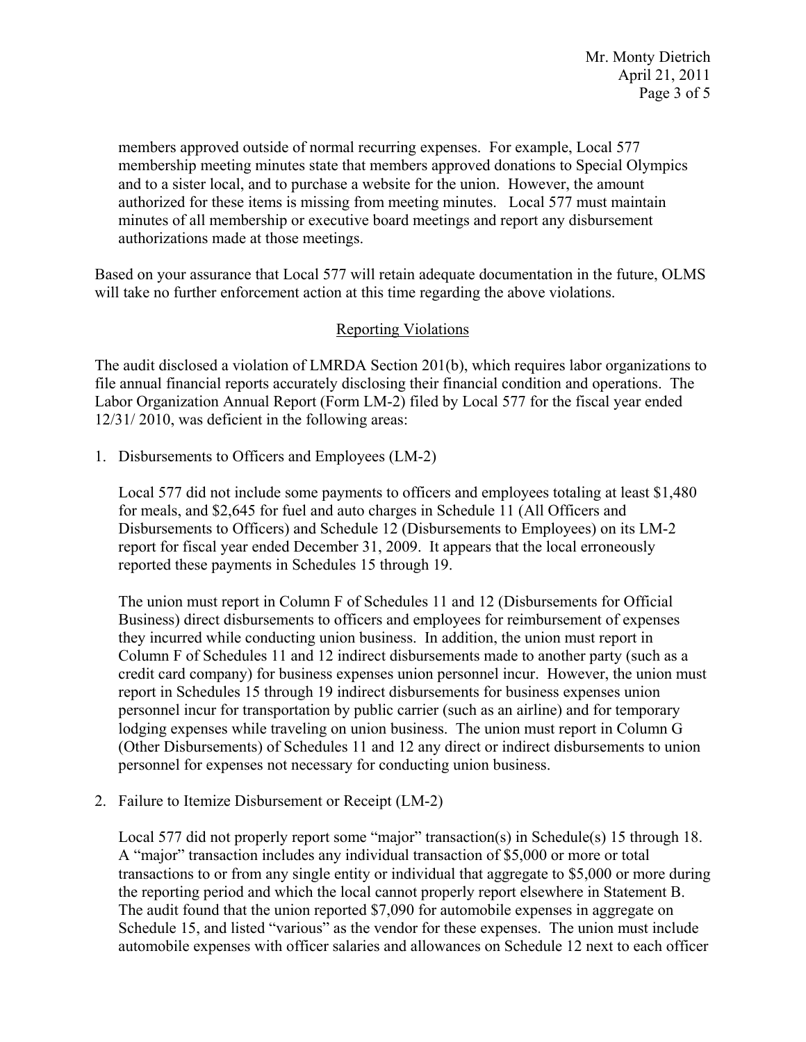members approved outside of normal recurring expenses. For example, Local 577 membership meeting minutes state that members approved donations to Special Olympics and to a sister local, and to purchase a website for the union. However, the amount authorized for these items is missing from meeting minutes. Local 577 must maintain minutes of all membership or executive board meetings and report any disbursement authorizations made at those meetings.

Based on your assurance that Local 577 will retain adequate documentation in the future, OLMS will take no further enforcement action at this time regarding the above violations.

## Reporting Violations

The audit disclosed a violation of LMRDA Section 201(b), which requires labor organizations to file annual financial reports accurately disclosing their financial condition and operations. The Labor Organization Annual Report (Form LM-2) filed by Local 577 for the fiscal year ended 12/31/ 2010, was deficient in the following areas:

1. Disbursements to Officers and Employees (LM-2)

   Local 577 did not include some payments to officers and employees totaling at least $1,480 for meals, and $2,645 for fuel and auto charges in Schedule 11 (All Officers and Disbursements to Officers) and Schedule 12 (Disbursements to Employees) on its LM-2 report for fiscal year ended December 31, 2009. It appears that the local erroneously reported these payments in Schedules 15 through 19.

   The union must report in Column F of Schedules 11 and 12 (Disbursements for Official Business) direct disbursements to officers and employees for reimbursement of expenses they incurred while conducting union business. In addition, the union must report in Column F of Schedules 11 and 12 indirect disbursements made to another party (such as a credit card company) for business expenses union personnel incur. However, the union must report in Schedules 15 through 19 indirect disbursements for business expenses union personnel incur for transportation by public carrier (such as an airline) and for temporary lodging expenses while traveling on union business. The union must report in Column G (Other Disbursements) of Schedules 11 and 12 any direct or indirect disbursements to union personnel for expenses not necessary for conducting union business.

2. Failure to Itemize Disbursement or Receipt (LM-2)

   Local 577 did not properly report some "major" transaction(s) in Schedule(s) 15 through 18. A "major" transaction includes any individual transaction of $5,000 or more or total transactions to or from any single entity or individual that aggregate to $5,000 or more during the reporting period and which the local cannot properly report elsewhere in Statement B. The audit found that the union reported $7,090 for automobile expenses in aggregate on Schedule 15, and listed "various" as the vendor for these expenses. The union must include automobile expenses with officer salaries and allowances on Schedule 12 next to each officer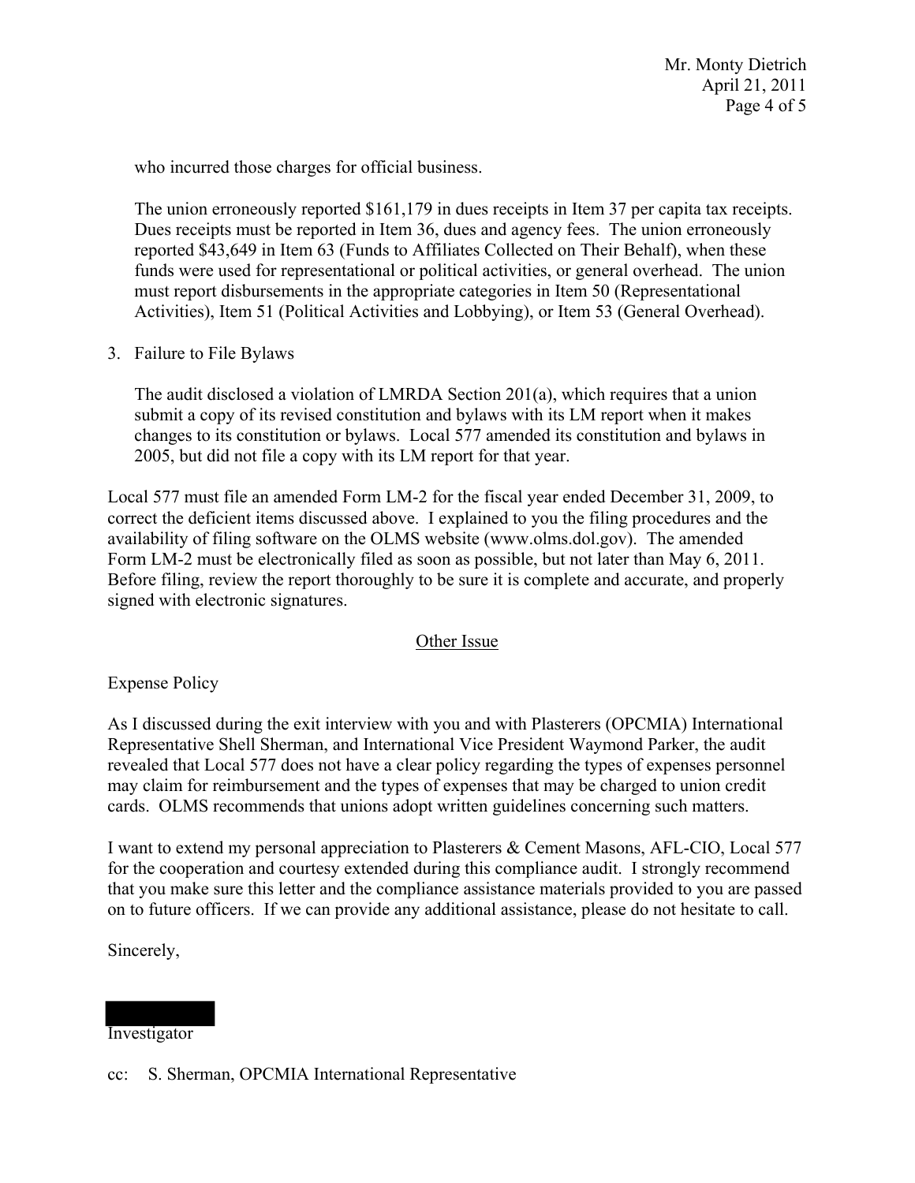who incurred those charges for official business.

The union erroneously reported $161,179 in dues receipts in Item 37 per capita tax receipts. Dues receipts must be reported in Item 36, dues and agency fees. The union erroneously reported $43,649 in Item 63 (Funds to Affiliates Collected on Their Behalf), when these funds were used for representational or political activities, or general overhead. The union must report disbursements in the appropriate categories in Item 50 (Representational Activities), Item 51 (Political Activities and Lobbying), or Item 53 (General Overhead).

3. Failure to File Bylaws

   The audit disclosed a violation of LMRDA Section 201(a), which requires that a union submit a copy of its revised constitution and bylaws with its LM report when it makes changes to its constitution or bylaws. Local 577 amended its constitution and bylaws in 2005, but did not file a copy with its LM report for that year.

Local 577 must file an amended Form LM-2 for the fiscal year ended December 31, 2009, to correct the deficient items discussed above. I explained to you the filing procedures and the availability of filing software on the OLMS website (www.olms.dol.gov). The amended Form LM-2 must be electronically filed as soon as possible, but not later than May 6, 2011. Before filing, review the report thoroughly to be sure it is complete and accurate, and properly signed with electronic signatures.

## Other Issue

Expense Policy

As I discussed during the exit interview with you and with Plasterers (OPCMIA) International Representative Shell Sherman, and International Vice President Waymond Parker, the audit revealed that Local 577 does not have a clear policy regarding the types of expenses personnel may claim for reimbursement and the types of expenses that may be charged to union credit cards. OLMS recommends that unions adopt written guidelines concerning such matters.

I want to extend my personal appreciation to Plasterers & Cement Masons, AFL-CIO, Local 577 for the cooperation and courtesy extended during this compliance audit. I strongly recommend that you make sure this letter and the compliance assistance materials provided to you are passed on to future officers. If we can provide any additional assistance, please do not hesitate to call.

Sincerely,

Investigator

cc: S. Sherman, OPCMIA International Representative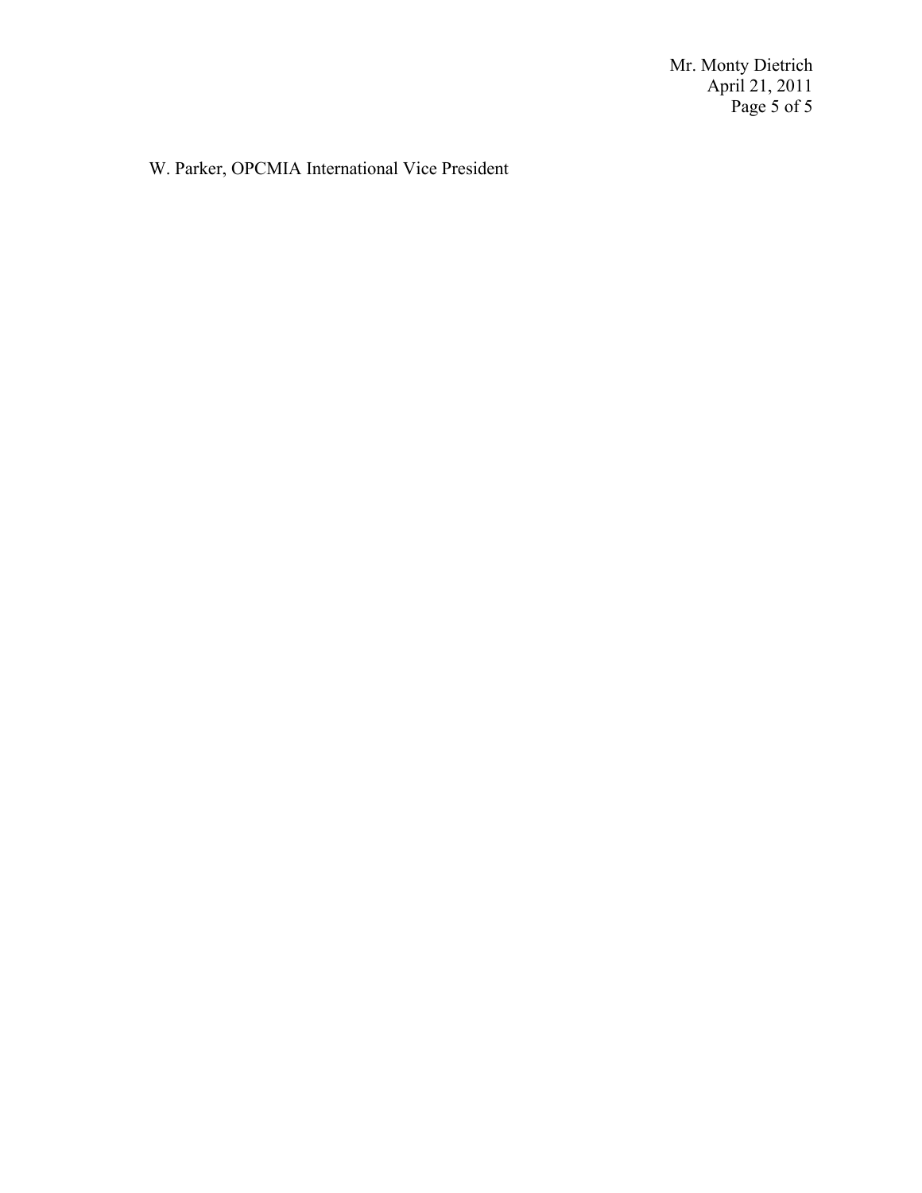W. Parker, OPCMIA International Vice President